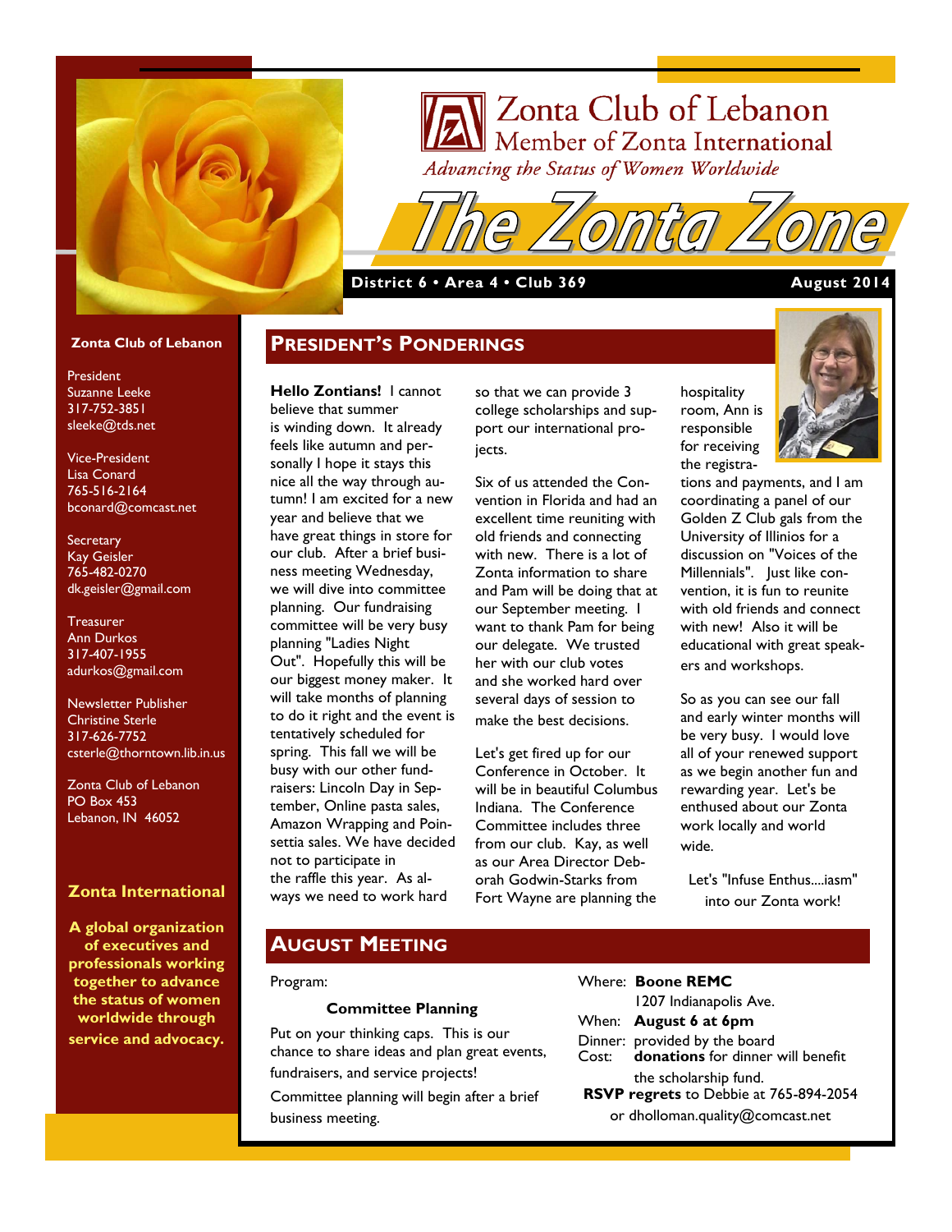# Zonta Club of Lebanon

Member of Zonta International

*Advancing the Status of Women Worldwide*

# The Zonta Zone

**District 6 • Area 4 • Club 369** **August 2014**

**Zonta Club of Lebanon**

President
Suzanne Leeke
317-752-3851
sleeke@tds.net

Vice-President
Lisa Conard
765-516-2164
bconard@comcast.net

Secretary
Kay Geisler
765-482-0270
dk.geisler@gmail.com

Treasurer
Ann Durkos
317-407-1955
adurkos@gmail.com

Newsletter Publisher
Christine Sterle
317-626-7752
csterle@thorntown.lib.in.us

Zonta Club of Lebanon
PO Box 453
Lebanon, IN 46052

**Zonta International**

**A global organization of executives and professionals working together to advance the status of women worldwide through service and advocacy.**

## President's Ponderings

**Hello Zontians!** I cannot believe that summer is winding down. It already feels like autumn and personally I hope it stays this nice all the way through autumn! I am excited for a new year and believe that we have great things in store for our club. After a brief business meeting Wednesday, we will dive into committee planning. Our fundraising committee will be very busy planning "Ladies Night Out". Hopefully this will be our biggest money maker. It will take months of planning to do it right and the event is tentatively scheduled for spring. This fall we will be busy with our other fundraisers: Lincoln Day in September, Online pasta sales, Amazon Wrapping and Poinsettia sales. We have decided not to participate in the raffle this year. As always we need to work hard so that we can provide 3 college scholarships and support our international projects.

Six of us attended the Convention in Florida and had an excellent time reuniting with old friends and connecting with new. There is a lot of Zonta information to share and Pam will be doing that at our September meeting. I want to thank Pam for being our delegate. We trusted her with our club votes and she worked hard over several days of session to make the best decisions.

Let's get fired up for our Conference in October. It will be in beautiful Columbus Indiana. The Conference Committee includes three from our club. Kay, as well as our Area Director Deborah Godwin-Starks from Fort Wayne are planning the hospitality room, Ann is responsible for receiving the registrations and payments, and I am coordinating a panel of our Golden Z Club gals from the University of Illinios for a discussion on "Voices of the Millennials". Just like convention, it is fun to reunite with old friends and connect with new! Also it will be educational with great speakers and workshops.

So as you can see our fall and early winter months will be very busy. I would love all of your renewed support as we begin another fun and rewarding year. Let's be enthused about our Zonta work locally and world wide.

Let's "Infuse Enthus....iasm" into our Zonta work!

## August Meeting

Program:

**Committee Planning**

Put on your thinking caps. This is our chance to share ideas and plan great events, fundraisers, and service projects!

Committee planning will begin after a brief business meeting.

Where: **Boone REMC**
1207 Indianapolis Ave.
When: **August 6 at 6pm**
Dinner: provided by the board
Cost: **donations** for dinner will benefit the scholarship fund.

**RSVP regrets** to Debbie at 765-894-2054 or dholloman.quality@comcast.net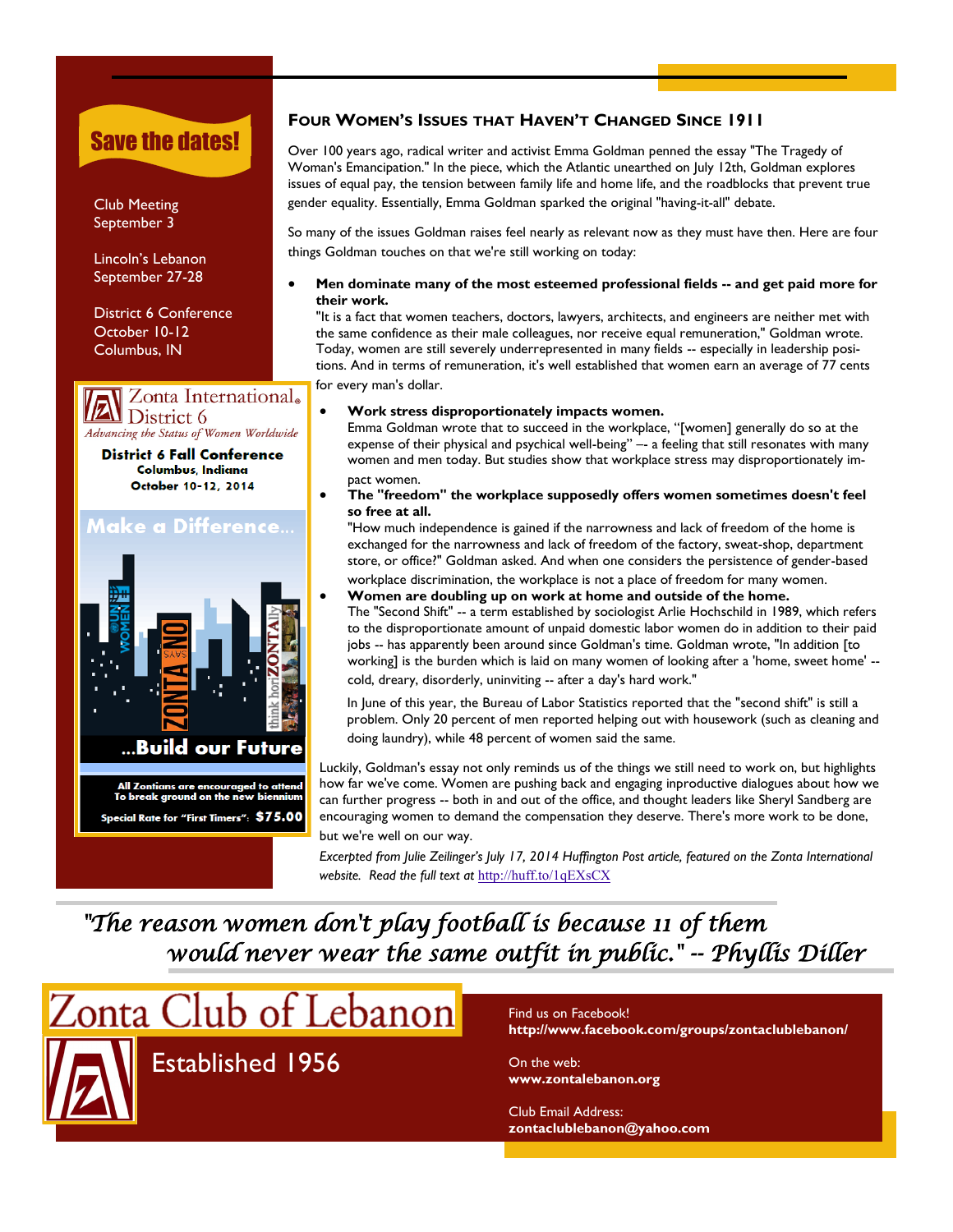## Save the dates!

Club Meeting
September 3

Lincoln's Lebanon
September 27-28

District 6 Conference
October 10-12
Columbus, IN

Zonta International District 6
*Advancing the Status of Women Worldwide*

**District 6 Fall Conference**
**Columbus, Indiana**
**October 10-12, 2014**

**Make a Difference...**

**...Build our Future**

**All Zontians are encouraged to attend**
**To break ground on the new biennium**

**Special Rate for "First Timers": $75.00**

## FOUR WOMEN'S ISSUES THAT HAVEN'T CHANGED SINCE 1911

Over 100 years ago, radical writer and activist Emma Goldman penned the essay "The Tragedy of Woman's Emancipation." In the piece, which the Atlantic unearthed on July 12th, Goldman explores issues of equal pay, the tension between family life and home life, and the roadblocks that prevent true gender equality. Essentially, Emma Goldman sparked the original "having-it-all" debate.

So many of the issues Goldman raises feel nearly as relevant now as they must have then. Here are four things Goldman touches on that we're still working on today:

- **Men dominate many of the most esteemed professional fields -- and get paid more for their work.**
  "It is a fact that women teachers, doctors, lawyers, architects, and engineers are neither met with the same confidence as their male colleagues, nor receive equal remuneration," Goldman wrote. Today, women are still severely underrepresented in many fields -- especially in leadership positions. And in terms of remuneration, it's well established that women earn an average of 77 cents for every man's dollar.
- **Work stress disproportionately impacts women.**
  Emma Goldman wrote that to succeed in the workplace, "[women] generally do so at the expense of their physical and psychical well-being" –- a feeling that still resonates with many women and men today. But studies show that workplace stress may disproportionately impact women.
- **The "freedom" the workplace supposedly offers women sometimes doesn't feel so free at all.**
  "How much independence is gained if the narrowness and lack of freedom of the home is exchanged for the narrowness and lack of freedom of the factory, sweat-shop, department store, or office?" Goldman asked. And when one considers the persistence of gender-based workplace discrimination, the workplace is not a place of freedom for many women.
- **Women are doubling up on work at home and outside of the home.**
  The "Second Shift" -- a term established by sociologist Arlie Hochschild in 1989, which refers to the disproportionate amount of unpaid domestic labor women do in addition to their paid jobs -- has apparently been around since Goldman's time. Goldman wrote, "In addition [to working] is the burden which is laid on many women of looking after a 'home, sweet home' -- cold, dreary, disorderly, uninviting -- after a day's hard work."

  In June of this year, the Bureau of Labor Statistics reported that the "second shift" is still a problem. Only 20 percent of men reported helping out with housework (such as cleaning and doing laundry), while 48 percent of women said the same.

Luckily, Goldman's essay not only reminds us of the things we still need to work on, but highlights how far we've come. Women are pushing back and engaging inproductive dialogues about how we can further progress -- both in and out of the office, and thought leaders like Sheryl Sandberg are encouraging women to demand the compensation they deserve. There's more work to be done, but we're well on our way.

*Excerpted from Julie Zeilinger's July 17, 2014 Huffington Post article, featured on the Zonta International website. Read the full text at* http://huff.to/1qEXsCX

*"The reason women don't play football is because 11 of them would never wear the same outfit in public." -- Phyllis Diller*

# Zonta Club of Lebanon

Established 1956

Find us on Facebook!
**http://www.facebook.com/groups/zontaclublebanon/**

On the web:
**www.zontalebanon.org**

Club Email Address:
**zontaclublebanon@yahoo.com**